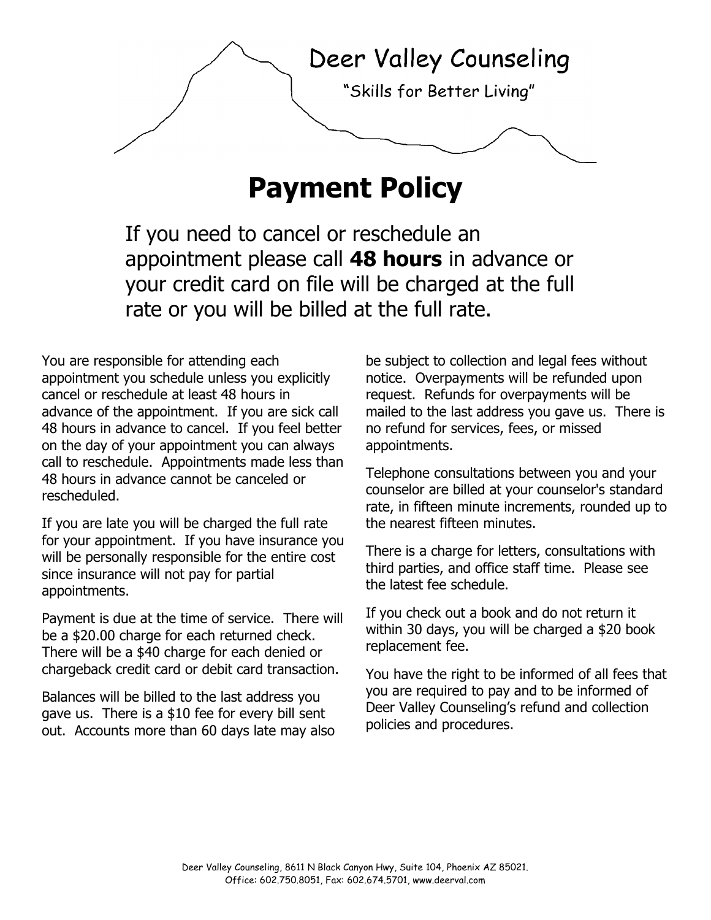Deer Valley Counseling

"Skills for Better Living"

# Payment Policy

If you need to cancel or reschedule an appointment please call **48 hours** in advance or your credit card on file will be charged at the full rate or you will be billed at the full rate.

You are responsible for attending each appointment you schedule unless you explicitly cancel or reschedule at least 48 hours in advance of the appointment. If you are sick call 48 hours in advance to cancel. If you feel better on the day of your appointment you can always call to reschedule. Appointments made less than 48 hours in advance cannot be canceled or rescheduled.

If you are late you will be charged the full rate for your appointment. If you have insurance you will be personally responsible for the entire cost since insurance will not pay for partial appointments.

Payment is due at the time of service. There will be a $20.00 charge for each returned check. There will be a $40 charge for each denied or chargeback credit card or debit card transaction.

Balances will be billed to the last address you gave us. There is a $10 fee for every bill sent out. Accounts more than 60 days late may also be subject to collection and legal fees without notice. Overpayments will be refunded upon request. Refunds for overpayments will be mailed to the last address you gave us. There is no refund for services, fees, or missed appointments.

Telephone consultations between you and your counselor are billed at your counselor's standard rate, in fifteen minute increments, rounded up to the nearest fifteen minutes.

There is a charge for letters, consultations with third parties, and office staff time. Please see the latest fee schedule.

If you check out a book and do not return it within 30 days, you will be charged a $20 book replacement fee.

You have the right to be informed of all fees that you are required to pay and to be informed of Deer Valley Counseling's refund and collection policies and procedures.

Deer Valley Counseling, 8611 N Black Canyon Hwy, Suite 104, Phoenix AZ 85021.
Office: 602.750.8051, Fax: 602.674.5701, www.deerval.com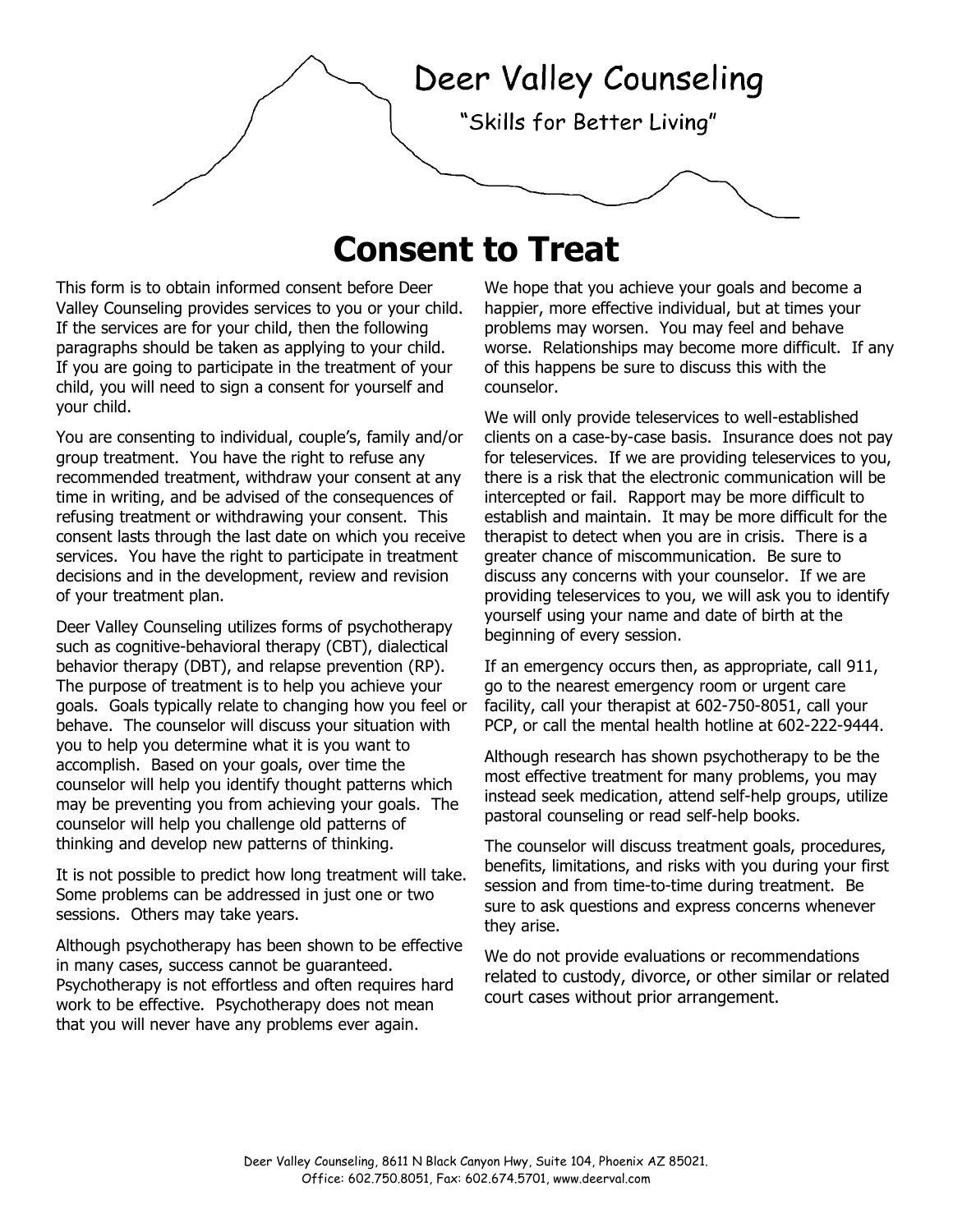Deer Valley Counseling

"Skills for Better Living"

# Consent to Treat

This form is to obtain informed consent before Deer Valley Counseling provides services to you or your child. If the services are for your child, then the following paragraphs should be taken as applying to your child. If you are going to participate in the treatment of your child, you will need to sign a consent for yourself and your child.

You are consenting to individual, couple's, family and/or group treatment. You have the right to refuse any recommended treatment, withdraw your consent at any time in writing, and be advised of the consequences of refusing treatment or withdrawing your consent. This consent lasts through the last date on which you receive services. You have the right to participate in treatment decisions and in the development, review and revision of your treatment plan.

Deer Valley Counseling utilizes forms of psychotherapy such as cognitive-behavioral therapy (CBT), dialectical behavior therapy (DBT), and relapse prevention (RP). The purpose of treatment is to help you achieve your goals. Goals typically relate to changing how you feel or behave. The counselor will discuss your situation with you to help you determine what it is you want to accomplish. Based on your goals, over time the counselor will help you identify thought patterns which may be preventing you from achieving your goals. The counselor will help you challenge old patterns of thinking and develop new patterns of thinking.

It is not possible to predict how long treatment will take. Some problems can be addressed in just one or two sessions. Others may take years.

Although psychotherapy has been shown to be effective in many cases, success cannot be guaranteed. Psychotherapy is not effortless and often requires hard work to be effective. Psychotherapy does not mean that you will never have any problems ever again.

We hope that you achieve your goals and become a happier, more effective individual, but at times your problems may worsen. You may feel and behave worse. Relationships may become more difficult. If any of this happens be sure to discuss this with the counselor.

We will only provide teleservices to well-established clients on a case-by-case basis. Insurance does not pay for teleservices. If we are providing teleservices to you, there is a risk that the electronic communication will be intercepted or fail. Rapport may be more difficult to establish and maintain. It may be more difficult for the therapist to detect when you are in crisis. There is a greater chance of miscommunication. Be sure to discuss any concerns with your counselor. If we are providing teleservices to you, we will ask you to identify yourself using your name and date of birth at the beginning of every session.

If an emergency occurs then, as appropriate, call 911, go to the nearest emergency room or urgent care facility, call your therapist at 602-750-8051, call your PCP, or call the mental health hotline at 602-222-9444.

Although research has shown psychotherapy to be the most effective treatment for many problems, you may instead seek medication, attend self-help groups, utilize pastoral counseling or read self-help books.

The counselor will discuss treatment goals, procedures, benefits, limitations, and risks with you during your first session and from time-to-time during treatment. Be sure to ask questions and express concerns whenever they arise.

We do not provide evaluations or recommendations related to custody, divorce, or other similar or related court cases without prior arrangement.

Deer Valley Counseling, 8611 N Black Canyon Hwy, Suite 104, Phoenix AZ 85021.
Office: 602.750.8051, Fax: 602.674.5701, www.deerval.com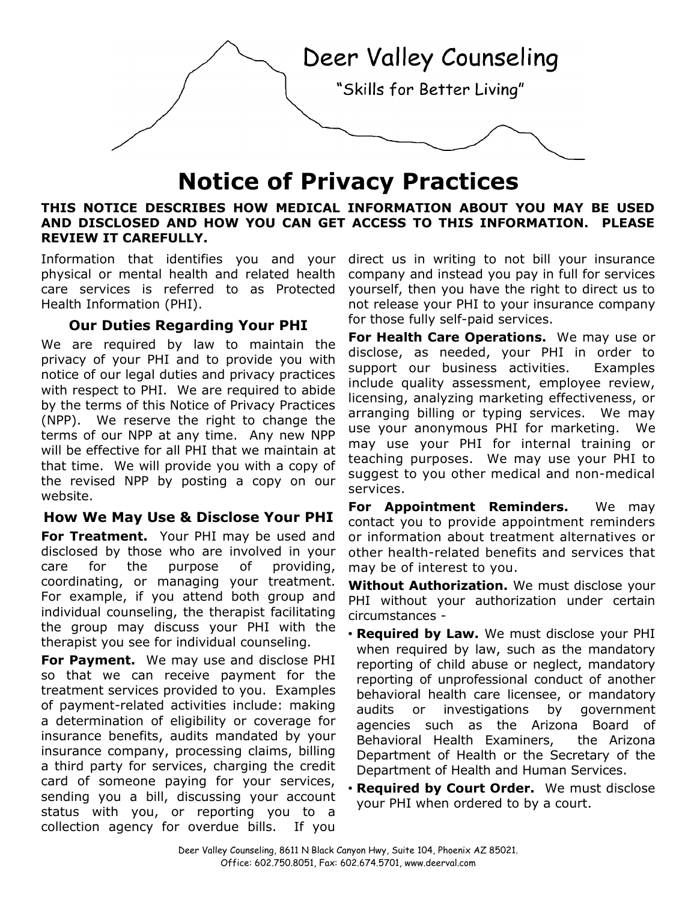# Deer Valley Counseling

"Skills for Better Living"

# Notice of Privacy Practices

**THIS NOTICE DESCRIBES HOW MEDICAL INFORMATION ABOUT YOU MAY BE USED AND DISCLOSED AND HOW YOU CAN GET ACCESS TO THIS INFORMATION. PLEASE REVIEW IT CAREFULLY.**

Information that identifies you and your physical or mental health and related health care services is referred to as Protected Health Information (PHI).

## Our Duties Regarding Your PHI

We are required by law to maintain the privacy of your PHI and to provide you with notice of our legal duties and privacy practices with respect to PHI. We are required to abide by the terms of this Notice of Privacy Practices (NPP). We reserve the right to change the terms of our NPP at any time. Any new NPP will be effective for all PHI that we maintain at that time. We will provide you with a copy of the revised NPP by posting a copy on our website.

## How We May Use & Disclose Your PHI

**For Treatment.** Your PHI may be used and disclosed by those who are involved in your care for the purpose of providing, coordinating, or managing your treatment. For example, if you attend both group and individual counseling, the therapist facilitating the group may discuss your PHI with the therapist you see for individual counseling.

**For Payment.** We may use and disclose PHI so that we can receive payment for the treatment services provided to you. Examples of payment-related activities include: making a determination of eligibility or coverage for insurance benefits, audits mandated by your insurance company, processing claims, billing a third party for services, charging the credit card of someone paying for your services, sending you a bill, discussing your account status with you, or reporting you to a collection agency for overdue bills. If you direct us in writing to not bill your insurance company and instead you pay in full for services yourself, then you have the right to direct us to not release your PHI to your insurance company for those fully self-paid services.

**For Health Care Operations.** We may use or disclose, as needed, your PHI in order to support our business activities. Examples include quality assessment, employee review, licensing, analyzing marketing effectiveness, or arranging billing or typing services. We may use your anonymous PHI for marketing. We may use your PHI for internal training or teaching purposes. We may use your PHI to suggest to you other medical and non-medical services.

**For Appointment Reminders.** We may contact you to provide appointment reminders or information about treatment alternatives or other health-related benefits and services that may be of interest to you.

**Without Authorization.** We must disclose your PHI without your authorization under certain circumstances -

- **Required by Law.** We must disclose your PHI when required by law, such as the mandatory reporting of child abuse or neglect, mandatory reporting of unprofessional conduct of another behavioral health care licensee, or mandatory audits or investigations by government agencies such as the Arizona Board of Behavioral Health Examiners, the Arizona Department of Health or the Secretary of the Department of Health and Human Services.
- **Required by Court Order.** We must disclose your PHI when ordered to by a court.

Deer Valley Counseling, 8611 N Black Canyon Hwy, Suite 104, Phoenix AZ 85021.
Office: 602.750.8051, Fax: 602.674.5701, www.deerval.com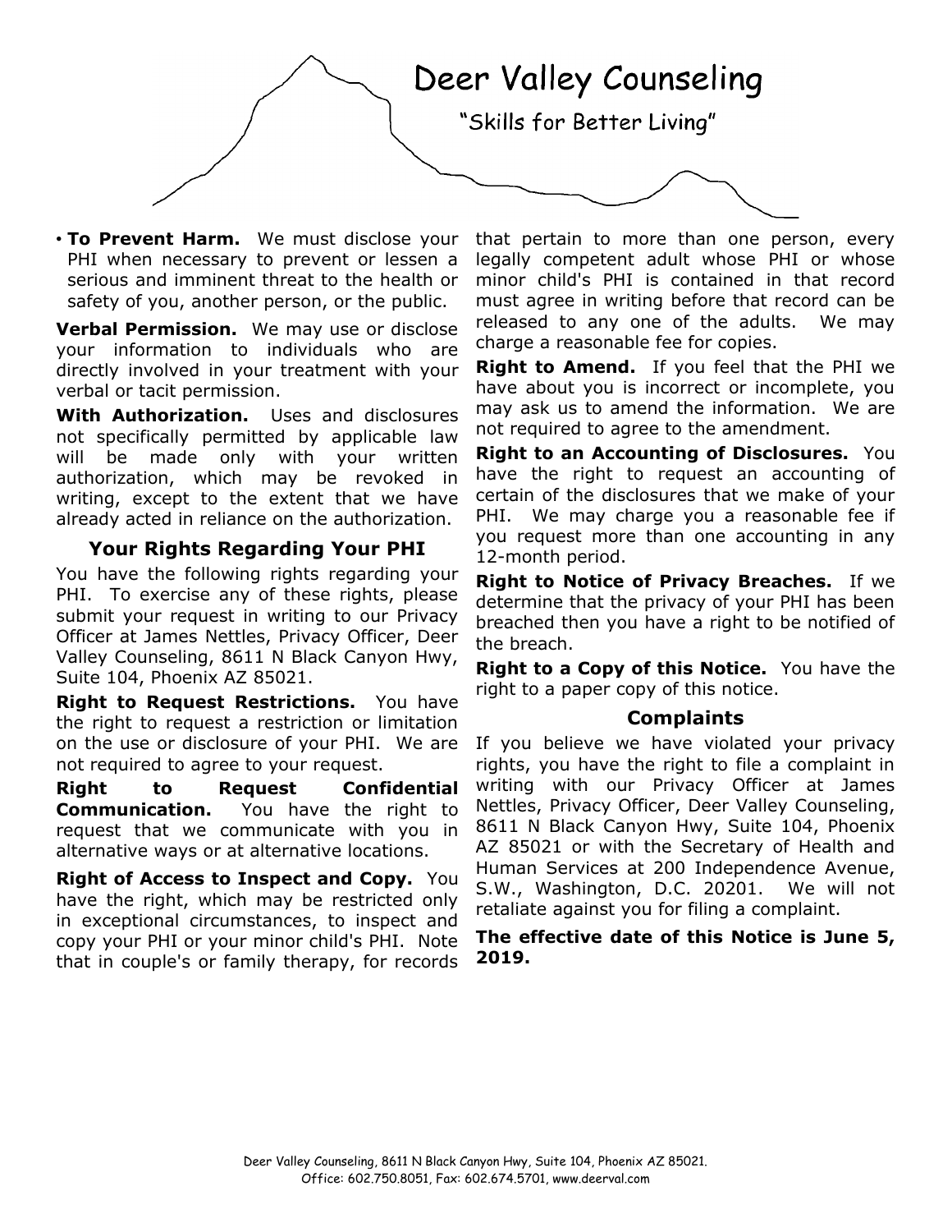- **To Prevent Harm.** We must disclose your PHI when necessary to prevent or lessen a serious and imminent threat to the health or safety of you, another person, or the public.

**Verbal Permission.** We may use or disclose your information to individuals who are directly involved in your treatment with your verbal or tacit permission.

**With Authorization.** Uses and disclosures not specifically permitted by applicable law will be made only with your written authorization, which may be revoked in writing, except to the extent that we have already acted in reliance on the authorization.

### Your Rights Regarding Your PHI

You have the following rights regarding your PHI. To exercise any of these rights, please submit your request in writing to our Privacy Officer at James Nettles, Privacy Officer, Deer Valley Counseling, 8611 N Black Canyon Hwy, Suite 104, Phoenix AZ 85021.

**Right to Request Restrictions.** You have the right to request a restriction or limitation on the use or disclosure of your PHI. We are not required to agree to your request.

**Right to Request Confidential Communication.** You have the right to request that we communicate with you in alternative ways or at alternative locations.

**Right of Access to Inspect and Copy.** You have the right, which may be restricted only in exceptional circumstances, to inspect and copy your PHI or your minor child's PHI. Note that in couple's or family therapy, for records that pertain to more than one person, every legally competent adult whose PHI or whose minor child's PHI is contained in that record must agree in writing before that record can be released to any one of the adults. We may charge a reasonable fee for copies.

**Right to Amend.** If you feel that the PHI we have about you is incorrect or incomplete, you may ask us to amend the information. We are not required to agree to the amendment.

**Right to an Accounting of Disclosures.** You have the right to request an accounting of certain of the disclosures that we make of your PHI. We may charge you a reasonable fee if you request more than one accounting in any 12-month period.

**Right to Notice of Privacy Breaches.** If we determine that the privacy of your PHI has been breached then you have a right to be notified of the breach.

**Right to a Copy of this Notice.** You have the right to a paper copy of this notice.

### Complaints

If you believe we have violated your privacy rights, you have the right to file a complaint in writing with our Privacy Officer at James Nettles, Privacy Officer, Deer Valley Counseling, 8611 N Black Canyon Hwy, Suite 104, Phoenix AZ 85021 or with the Secretary of Health and Human Services at 200 Independence Avenue, S.W., Washington, D.C. 20201. We will not retaliate against you for filing a complaint.

**The effective date of this Notice is June 5, 2019.**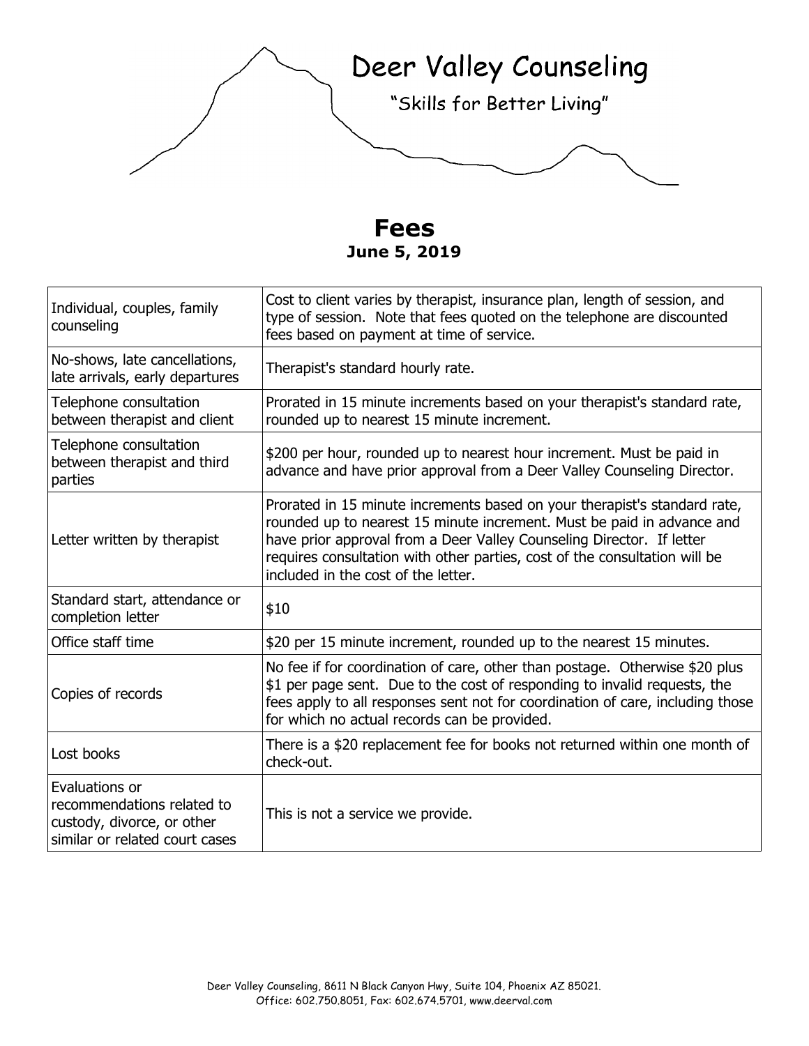Deer Valley Counseling

"Skills for Better Living"

# Fees

**June 5, 2019**

| | |
|---|---|
| Individual, couples, family counseling | Cost to client varies by therapist, insurance plan, length of session, and type of session. Note that fees quoted on the telephone are discounted fees based on payment at time of service. |
| No-shows, late cancellations, late arrivals, early departures | Therapist's standard hourly rate. |
| Telephone consultation between therapist and client | Prorated in 15 minute increments based on your therapist's standard rate, rounded up to nearest 15 minute increment. |
| Telephone consultation between therapist and third parties | $200 per hour, rounded up to nearest hour increment. Must be paid in advance and have prior approval from a Deer Valley Counseling Director. |
| Letter written by therapist | Prorated in 15 minute increments based on your therapist's standard rate, rounded up to nearest 15 minute increment. Must be paid in advance and have prior approval from a Deer Valley Counseling Director. If letter requires consultation with other parties, cost of the consultation will be included in the cost of the letter. |
| Standard start, attendance or completion letter | $10 |
| Office staff time | $20 per 15 minute increment, rounded up to the nearest 15 minutes. |
| Copies of records | No fee if for coordination of care, other than postage. Otherwise $20 plus $1 per page sent. Due to the cost of responding to invalid requests, the fees apply to all responses sent not for coordination of care, including those for which no actual records can be provided. |
| Lost books | There is a $20 replacement fee for books not returned within one month of check-out. |
| Evaluations or recommendations related to custody, divorce, or other similar or related court cases | This is not a service we provide. |

Deer Valley Counseling, 8611 N Black Canyon Hwy, Suite 104, Phoenix AZ 85021.
Office: 602.750.8051, Fax: 602.674.5701, www.deerval.com